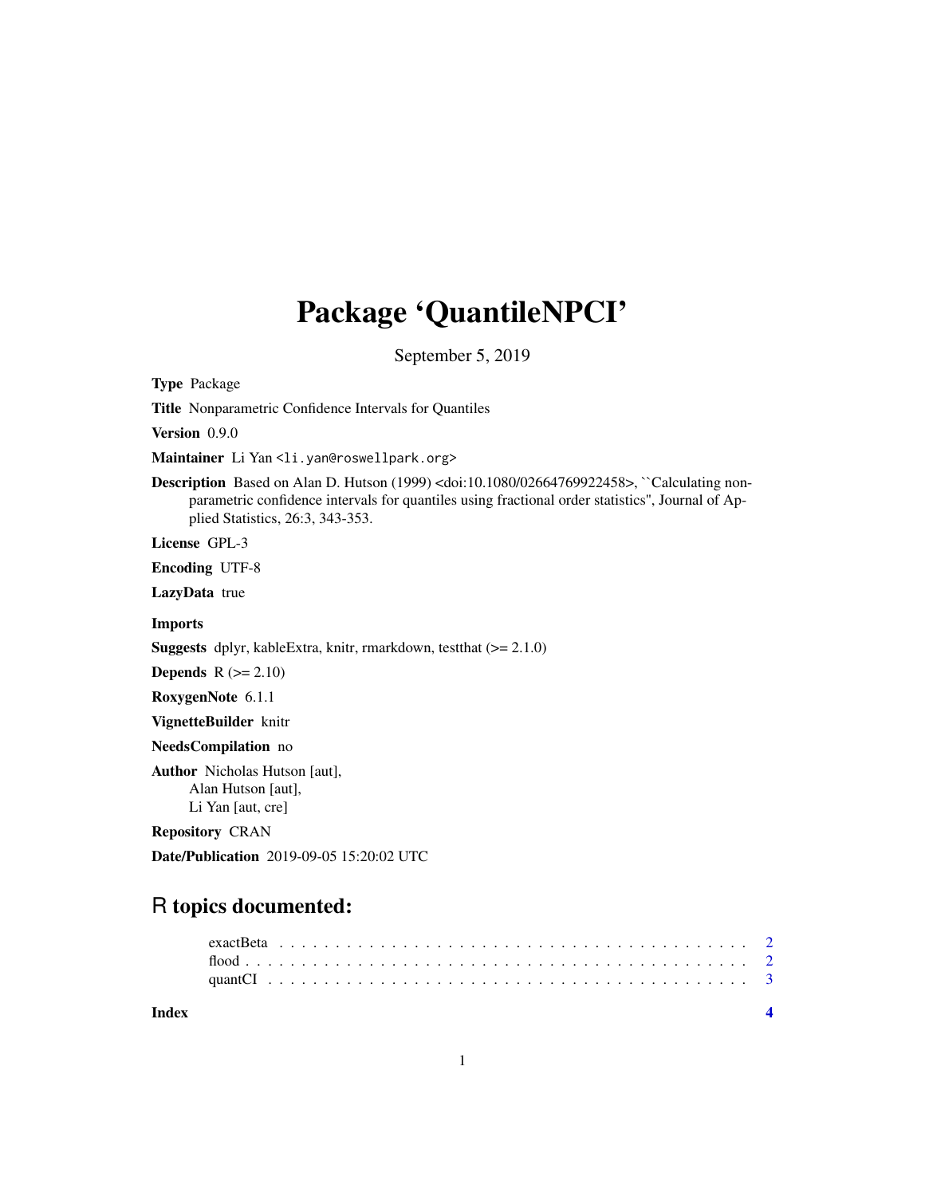# Package 'QuantileNPCI'

September 5, 2019

**Type** Package

**Title** Nonparametric Confidence Intervals for Quantiles

**Version** 0.9.0

**Maintainer** Li Yan <li.yan@roswellpark.org>

**Description** Based on Alan D. Hutson (1999) <doi:10.1080/02664769922458>, ``Calculating nonparametric confidence intervals for quantiles using fractional order statistics'', Journal of Applied Statistics, 26:3, 343-353.

**License** GPL-3

**Encoding** UTF-8

**LazyData** true

**Imports**

**Suggests** dplyr, kableExtra, knitr, rmarkdown, testthat (>= 2.1.0)

**Depends** R (>= 2.10)

**RoxygenNote** 6.1.1

**VignetteBuilder** knitr

**NeedsCompilation** no

**Author** Nicholas Hutson [aut],
Alan Hutson [aut],
Li Yan [aut, cre]

**Repository** CRAN

**Date/Publication** 2019-09-05 15:20:02 UTC

## R topics documented:

exactBeta . . . . . . . . . . . . . . . . . . . . . . . . . . . . . . . . . . . . . . . . . 2
flood . . . . . . . . . . . . . . . . . . . . . . . . . . . . . . . . . . . . . . . . . . . 2
quantCI . . . . . . . . . . . . . . . . . . . . . . . . . . . . . . . . . . . . . . . . . . 3

**Index** **4**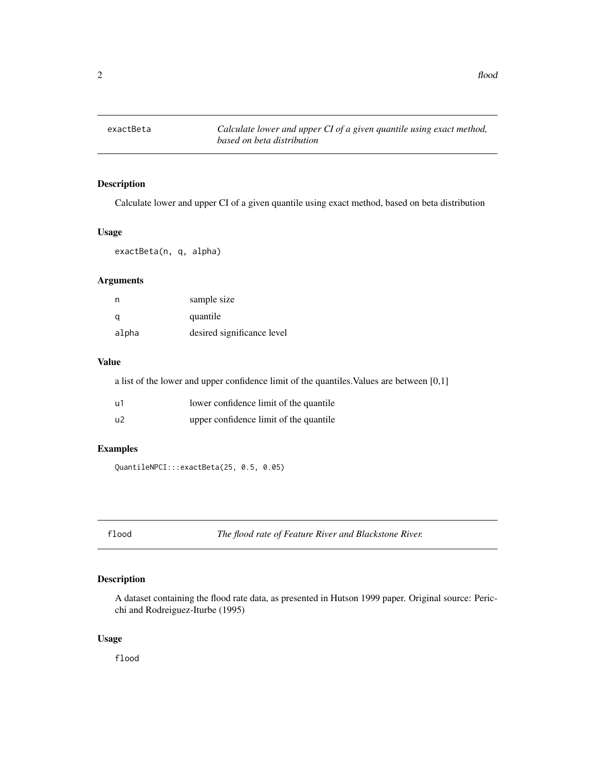## exactBeta — *Calculate lower and upper CI of a given quantile using exact method, based on beta distribution*

### Description

Calculate lower and upper CI of a given quantile using exact method, based on beta distribution

### Usage

```
exactBeta(n, q, alpha)
```

### Arguments

| | |
|---|---|
| n | sample size |
| q | quantile |
| alpha | desired significance level |

### Value

a list of the lower and upper confidence limit of the quantiles.Values are between [0,1]

| | |
|---|---|
| u1 | lower confidence limit of the quantile |
| u2 | upper confidence limit of the quantile |

### Examples

```
QuantileNPCI:::exactBeta(25, 0.5, 0.05)
```

## flood — *The flood rate of Feature River and Blackstone River.*

### Description

A dataset containing the flood rate data, as presented in Hutson 1999 paper. Original source: Pericchi and Rodreiguez-Iturbe (1995)

### Usage

```
flood
```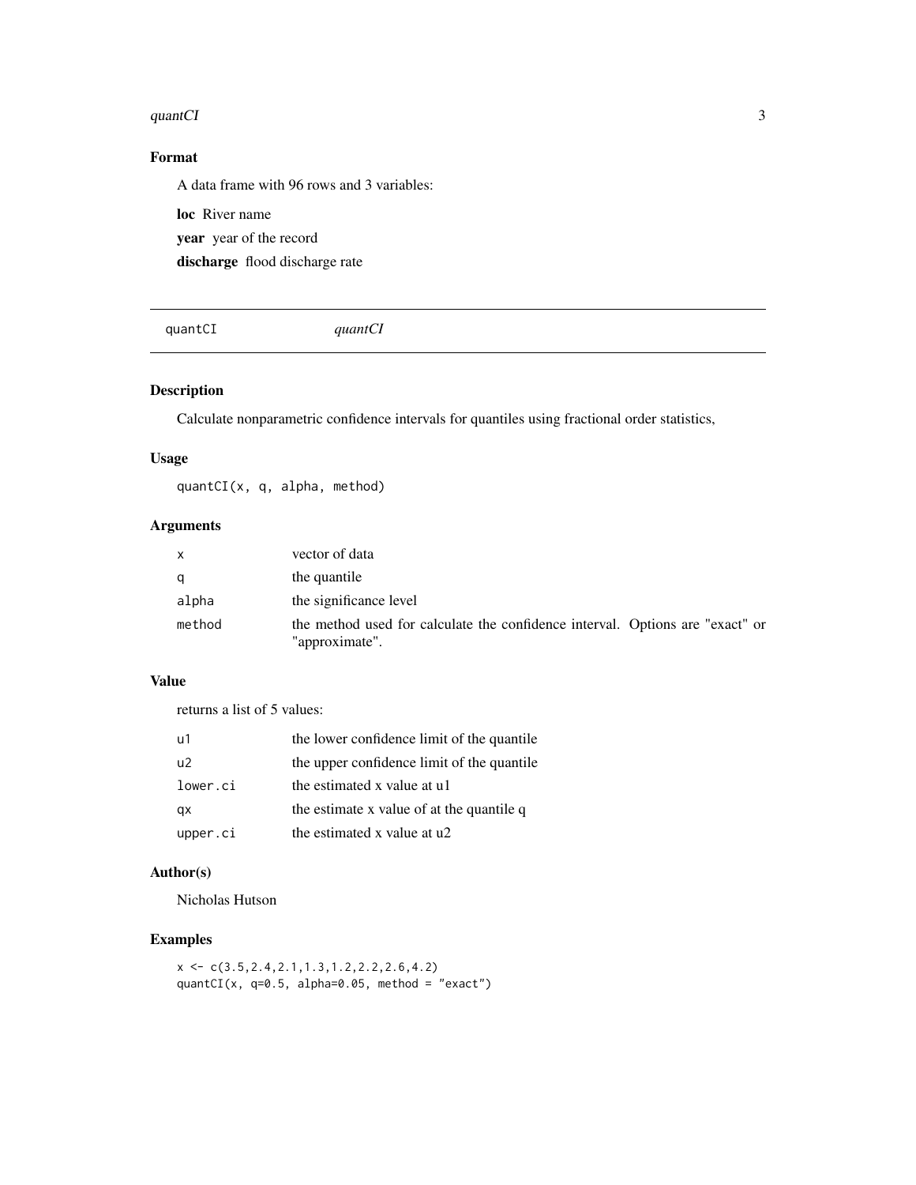## Format

A data frame with 96 rows and 3 variables:

**loc** River name

**year** year of the record

**discharge** flood discharge rate

---

`quantCI` *quantCI*

---

## Description

Calculate nonparametric confidence intervals for quantiles using fractional order statistics,

## Usage

```
quantCI(x, q, alpha, method)
```

## Arguments

| | |
|---|---|
| `x` | vector of data |
| `q` | the quantile |
| `alpha` | the significance level |
| `method` | the method used for calculate the confidence interval. Options are "exact" or "approximate". |

## Value

returns a list of 5 values:

| | |
|---|---|
| `u1` | the lower confidence limit of the quantile |
| `u2` | the upper confidence limit of the quantile |
| `lower.ci` | the estimated x value at u1 |
| `qx` | the estimate x value of at the quantile q |
| `upper.ci` | the estimated x value at u2 |

## Author(s)

Nicholas Hutson

## Examples

```
x <- c(3.5,2.4,2.1,1.3,1.2,2.2,2.6,4.2)
quantCI(x, q=0.5, alpha=0.05, method = "exact")
```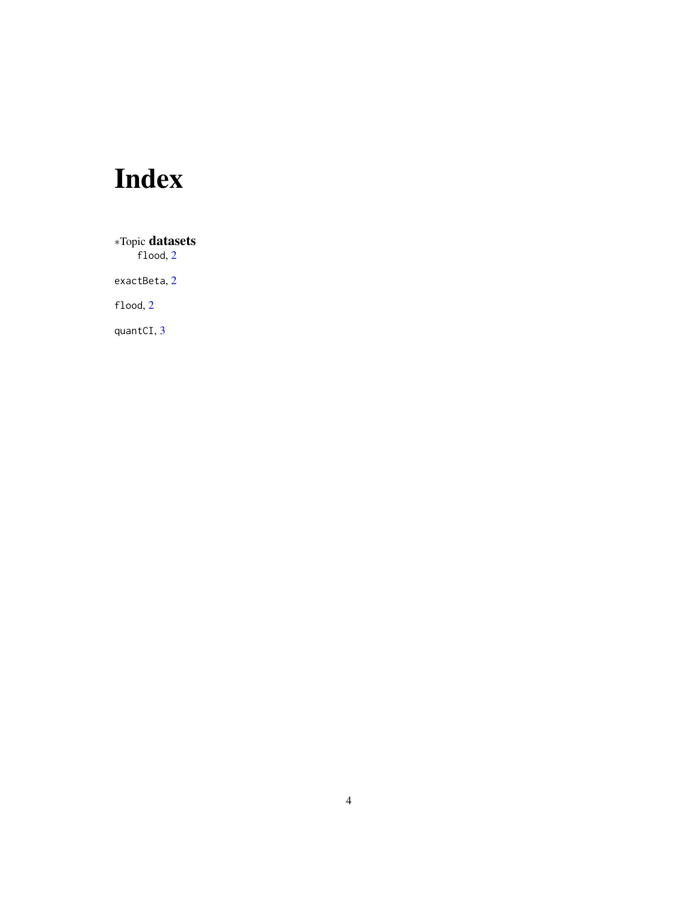# Index

*Topic **datasets**
    flood, 2

exactBeta, 2

flood, 2

quantCI, 3